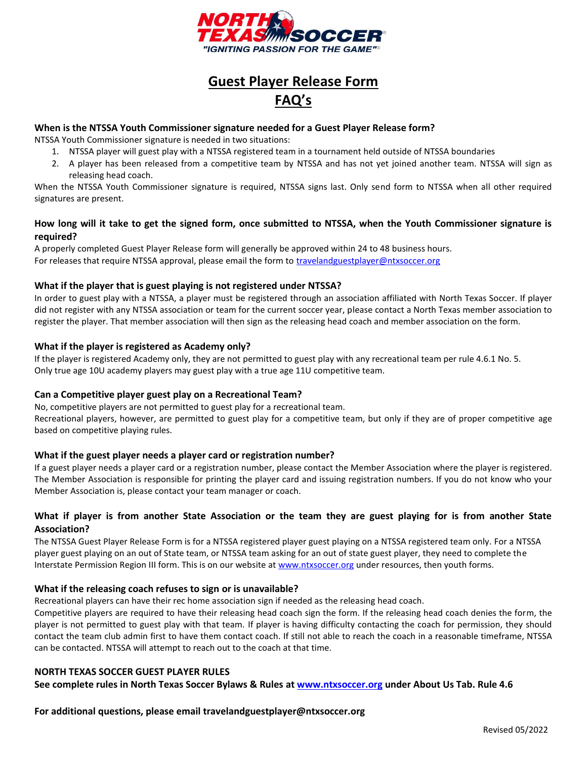# Guest Player Release Form FAQ's

### When is the NTSSA Youth Commissioner signature needed for a Guest Player Release form?

NTSSA Youth Commissioner signature is needed in two situations:

1. NTSSA player will guest play with a NTSSA registered team in a tournament held outside of NTSSA boundaries
2. A player has been released from a competitive team by NTSSA and has not yet joined another team. NTSSA will sign as releasing head coach.

When the NTSSA Youth Commissioner signature is required, NTSSA signs last. Only send form to NTSSA when all other required signatures are present.

### How long will it take to get the signed form, once submitted to NTSSA, when the Youth Commissioner signature is required?

A properly completed Guest Player Release form will generally be approved within 24 to 48 business hours.
For releases that require NTSSA approval, please email the form to travelandguestplayer@ntxsoccer.org

### What if the player that is guest playing is not registered under NTSSA?

In order to guest play with a NTSSA, a player must be registered through an association affiliated with North Texas Soccer. If player did not register with any NTSSA association or team for the current soccer year, please contact a North Texas member association to register the player. That member association will then sign as the releasing head coach and member association on the form.

### What if the player is registered as Academy only?

If the player is registered Academy only, they are not permitted to guest play with any recreational team per rule 4.6.1 No. 5.
Only true age 10U academy players may guest play with a true age 11U competitive team.

### Can a Competitive player guest play on a Recreational Team?

No, competitive players are not permitted to guest play for a recreational team.
Recreational players, however, are permitted to guest play for a competitive team, but only if they are of proper competitive age based on competitive playing rules.

### What if the guest player needs a player card or registration number?

If a guest player needs a player card or a registration number, please contact the Member Association where the player is registered. The Member Association is responsible for printing the player card and issuing registration numbers. If you do not know who your Member Association is, please contact your team manager or coach.

### What if player is from another State Association or the team they are guest playing for is from another State Association?

The NTSSA Guest Player Release Form is for a NTSSA registered player guest playing on a NTSSA registered team only. For a NTSSA player guest playing on an out of State team, or NTSSA team asking for an out of state guest player, they need to complete the Interstate Permission Region III form. This is on our website at www.ntxsoccer.org under resources, then youth forms.

### What if the releasing coach refuses to sign or is unavailable?

Recreational players can have their rec home association sign if needed as the releasing head coach.
Competitive players are required to have their releasing head coach sign the form. If the releasing head coach denies the form, the player is not permitted to guest play with that team. If player is having difficulty contacting the coach for permission, they should contact the team club admin first to have them contact coach. If still not able to reach the coach in a reasonable timeframe, NTSSA can be contacted. NTSSA will attempt to reach out to the coach at that time.

**NORTH TEXAS SOCCER GUEST PLAYER RULES**
**See complete rules in North Texas Soccer Bylaws & Rules at www.ntxsoccer.org under About Us Tab. Rule 4.6**

**For additional questions, please email travelandguestplayer@ntxsoccer.org**

Revised 05/2022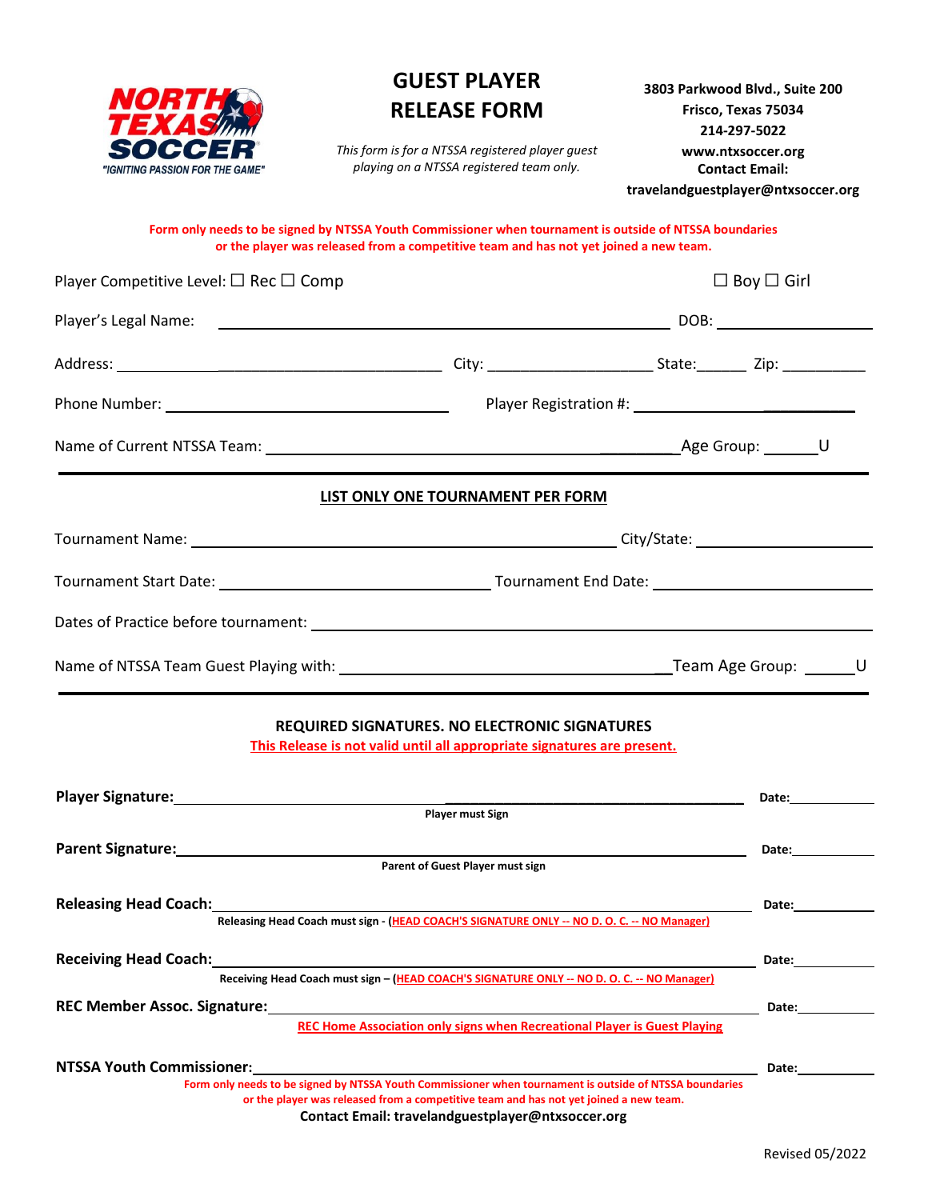NORTH TEXAS SOCCER
"IGNITING PASSION FOR THE GAME"

# GUEST PLAYER RELEASE FORM

*This form is for a NTSSA registered player guest playing on a NTSSA registered team only.*

**3803 Parkwood Blvd., Suite 200**
**Frisco, Texas 75034**
**214-297-5022**
**www.ntxsoccer.org**
**Contact Email:**
**travelandguestplayer@ntxsoccer.org**

**Form only needs to be signed by NTSSA Youth Commissioner when tournament is outside of NTSSA boundaries or the player was released from a competitive team and has not yet joined a new team.**

Player Competitive Level: ☐ Rec ☐ Comp ☐ Boy ☐ Girl

Player's Legal Name: ______________________________ DOB: ______________

Address: ______________________________ City: ____________________ State:______ Zip: __________

Phone Number: ______________________________ Player Registration #: ______________________

Name of Current NTSSA Team: ______________________________ Age Group: ______U

---

**LIST ONLY ONE TOURNAMENT PER FORM**

Tournament Name: ______________________________ City/State: ______________________

Tournament Start Date: ______________________________ Tournament End Date: ______________________

Dates of Practice before tournament: ______________________________

Name of NTSSA Team Guest Playing with: ______________________________ Team Age Group: ______U

---

**REQUIRED SIGNATURES. NO ELECTRONIC SIGNATURES**

**This Release is not valid until all appropriate signatures are present.**

**Player Signature:** ______________________________ **Date:** __________
Player must Sign

**Parent Signature:** ______________________________ **Date:** __________
Parent of Guest Player must sign

**Releasing Head Coach:** ______________________________ **Date:** __________
Releasing Head Coach must sign - (HEAD COACH'S SIGNATURE ONLY -- NO D. O. C. -- NO Manager)

**Receiving Head Coach:** ______________________________ **Date:** __________
Receiving Head Coach must sign – (HEAD COACH'S SIGNATURE ONLY -- NO D. O. C. -- NO Manager)

**REC Member Assoc. Signature:** ______________________________ **Date:** __________
REC Home Association only signs when Recreational Player is Guest Playing

**NTSSA Youth Commissioner:** ______________________________ **Date:** __________
Form only needs to be signed by NTSSA Youth Commissioner when tournament is outside of NTSSA boundaries or the player was released from a competitive team and has not yet joined a new team.
**Contact Email: travelandguestplayer@ntxsoccer.org**

Revised 05/2022